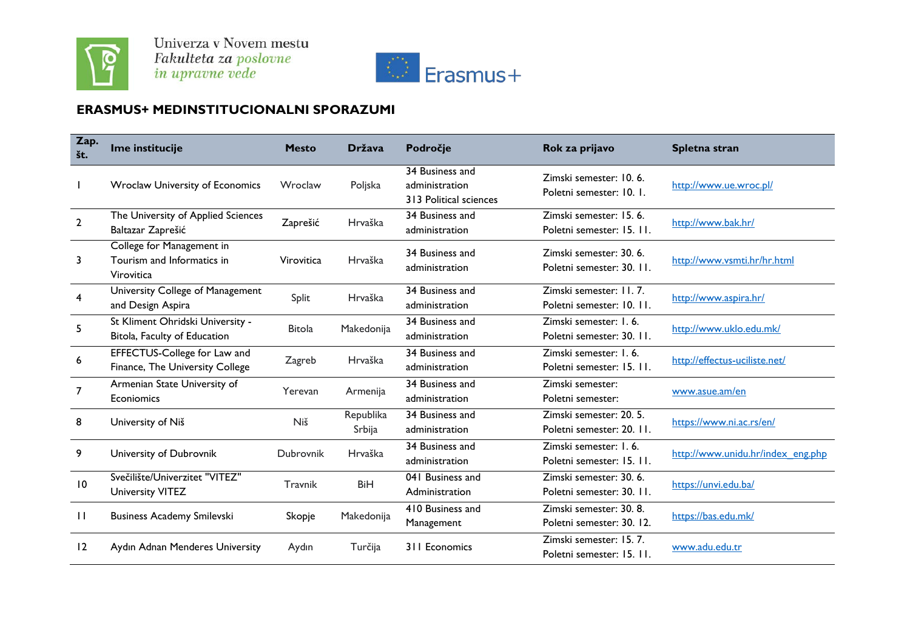Univerza v Novem mestu
*Fakulteta za poslovne in upravne vede*

Erasmus+

## ERASMUS+ MEDINSTITUCIONALNI SPORAZUMI

| Zap. št. | Ime institucije | Mesto | Država | Področje | Rok za prijavo | Spletna stran |
|---|---|---|---|---|---|---|
| 1 | Wroclaw University of Economics | Wroclaw | Poljska | 34 Business and administration<br>313 Political sciences | Zimski semester: 10. 6.<br>Poletni semester: 10. 1. | http://www.ue.wroc.pl/ |
| 2 | The University of Applied Sciences Baltazar Zaprešić | Zaprešić | Hrvaška | 34 Business and administration | Zimski semester: 15. 6.<br>Poletni semester: 15. 11. | http://www.bak.hr/ |
| 3 | College for Management in Tourism and Informatics in Virovitica | Virovitica | Hrvaška | 34 Business and administration | Zimski semester: 30. 6.<br>Poletni semester: 30. 11. | http://www.vsmti.hr/hr.html |
| 4 | University College of Management and Design Aspira | Split | Hrvaška | 34 Business and administration | Zimski semester: 11. 7.<br>Poletni semester: 10. 11. | http://www.aspira.hr/ |
| 5 | St Kliment Ohridski University - Bitola, Faculty of Education | Bitola | Makedonija | 34 Business and administration | Zimski semester: 1. 6.<br>Poletni semester: 30. 11. | http://www.uklo.edu.mk/ |
| 6 | EFFECTUS-College for Law and Finance, The University College | Zagreb | Hrvaška | 34 Business and administration | Zimski semester: 1. 6.<br>Poletni semester: 15. 11. | http://effectus-uciliste.net/ |
| 7 | Armenian State University of Econiomics | Yerevan | Armenija | 34 Business and administration | Zimski semester:<br>Poletni semester: | www.asue.am/en |
| 8 | University of Niš | Niš | Republika Srbija | 34 Business and administration | Zimski semester: 20. 5.<br>Poletni semester: 20. 11. | https://www.ni.ac.rs/en/ |
| 9 | University of Dubrovnik | Dubrovnik | Hrvaška | 34 Business and administration | Zimski semester: 1. 6.<br>Poletni semester: 15. 11. | http://www.unidu.hr/index_eng.php |
| 10 | Svečilište/Univerzitet "VITEZ" University VITEZ | Travnik | BiH | 041 Business and Administration | Zimski semester: 30. 6.<br>Poletni semester: 30. 11. | https://unvi.edu.ba/ |
| 11 | Business Academy Smilevski | Skopje | Makedonija | 410 Business and Management | Zimski semester: 30. 8.<br>Poletni semester: 30. 12. | https://bas.edu.mk/ |
| 12 | Aydın Adnan Menderes University | Aydın | Turčija | 311 Economics | Zimski semester: 15. 7.<br>Poletni semester: 15. 11. | www.adu.edu.tr |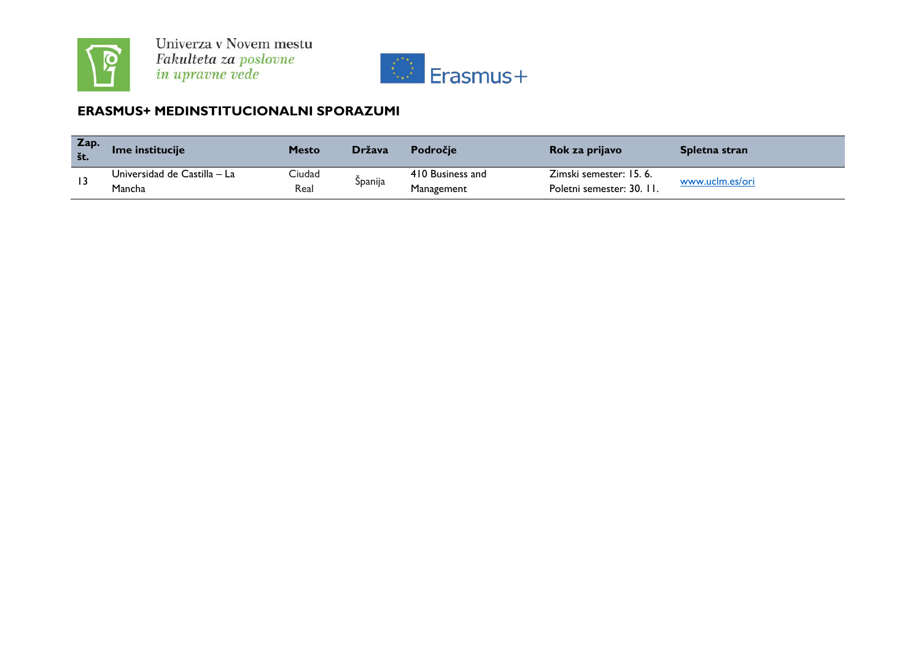Univerza v Novem mestu
*Fakulteta za poslovne in upravne vede*

Erasmus+

**ERASMUS+ MEDINSTITUCIONALNI SPORAZUMI**

| Zap. št. | Ime institucije | Mesto | Država | Področje | Rok za prijavo | Spletna stran |
|---|---|---|---|---|---|---|
| 13 | Universidad de Castilla – La Mancha | Ciudad Real | Španija | 410 Business and Management | Zimski semester: 15. 6. Poletni semester: 30. 11. | www.uclm.es/ori |